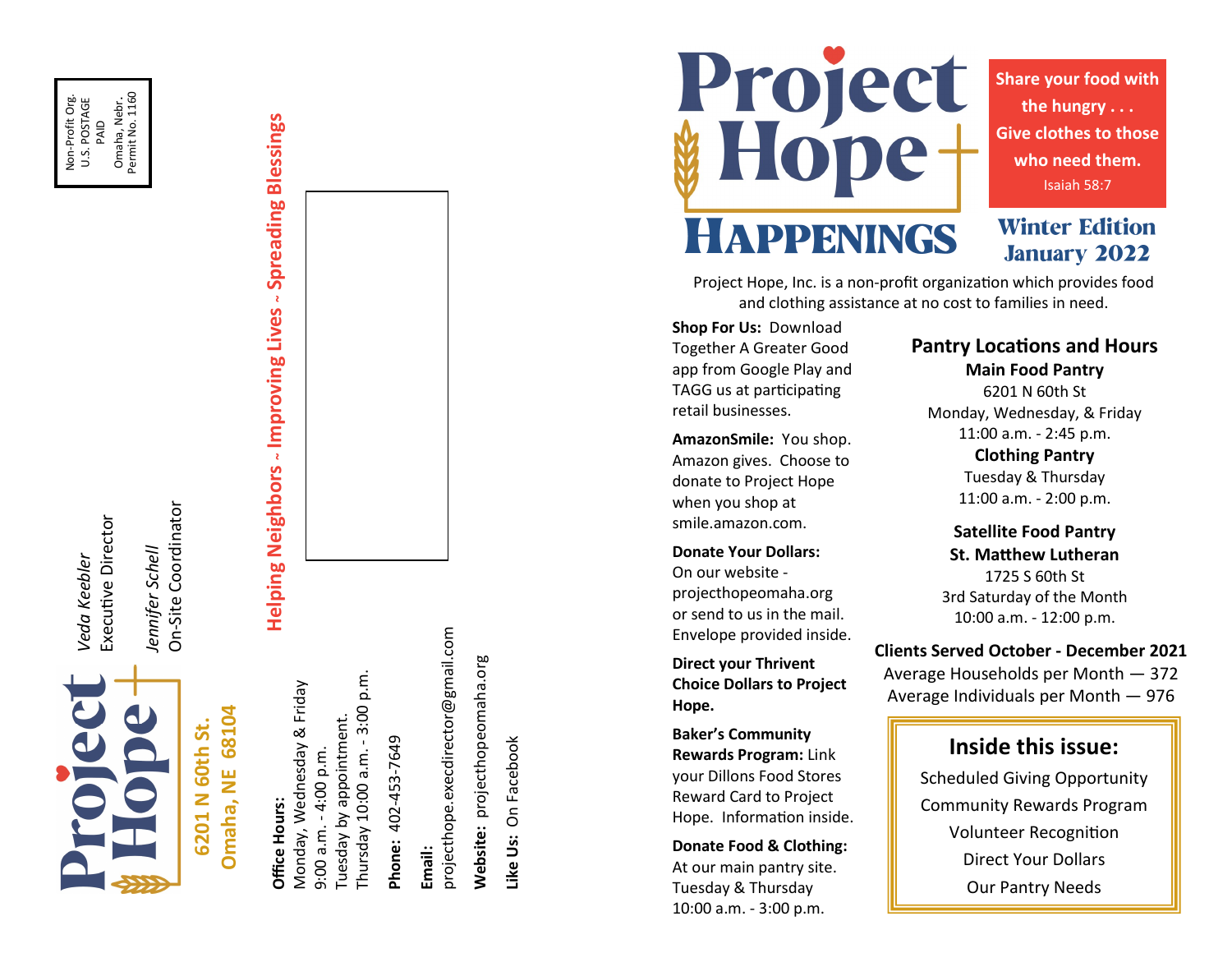Non-Profit Org.
U.S. POSTAGE
PAID
Omaha, Nebr.
Permit No. 1160

**Project Hope**

**6201 N 60th St.**
**Omaha, NE 68104**

*Veda Keebler*
Executive Director

*Jennifer Schell*
On-Site Coordinator

**Helping Neighbors ~ Improving Lives ~ Spreading Blessings**

**Office Hours:**
Monday, Wednesday & Friday
9:00 a.m. - 4:00 p.m.
Tuesday by appointment.
Thursday 10:00 a.m. - 3:00 p.m.

**Phone:** 402-453-7649

**Email:**
projecthope.execdirector@gmail.com

**Website:** projecthopeomaha.org

**Like Us:** On Facebook

# Project Hope HAPPENINGS

**Share your food with the hungry . . . Give clothes to those who need them.**
Isaiah 58:7

## Winter Edition January 2022

Project Hope, Inc. is a non-profit organization which provides food and clothing assistance at no cost to families in need.

**Shop For Us:** Download Together A Greater Good app from Google Play and TAGG us at participating retail businesses.

**AmazonSmile:** You shop. Amazon gives. Choose to donate to Project Hope when you shop at smile.amazon.com.

**Donate Your Dollars:** On our website - projecthopeomaha.org or send to us in the mail. Envelope provided inside.

**Direct your Thrivent Choice Dollars to Project Hope.**

**Baker's Community Rewards Program:** Link your Dillons Food Stores Reward Card to Project Hope. Information inside.

**Donate Food & Clothing:** At our main pantry site. Tuesday & Thursday 10:00 a.m. - 3:00 p.m.

### Pantry Locations and Hours

**Main Food Pantry**
6201 N 60th St
Monday, Wednesday, & Friday
11:00 a.m. - 2:45 p.m.

**Clothing Pantry**
Tuesday & Thursday
11:00 a.m. - 2:00 p.m.

**Satellite Food Pantry**
**St. Matthew Lutheran**
1725 S 60th St
3rd Saturday of the Month
10:00 a.m. - 12:00 p.m.

**Clients Served October - December 2021**
Average Households per Month — 372
Average Individuals per Month — 976

### Inside this issue:

Scheduled Giving Opportunity
Community Rewards Program
Volunteer Recognition
Direct Your Dollars
Our Pantry Needs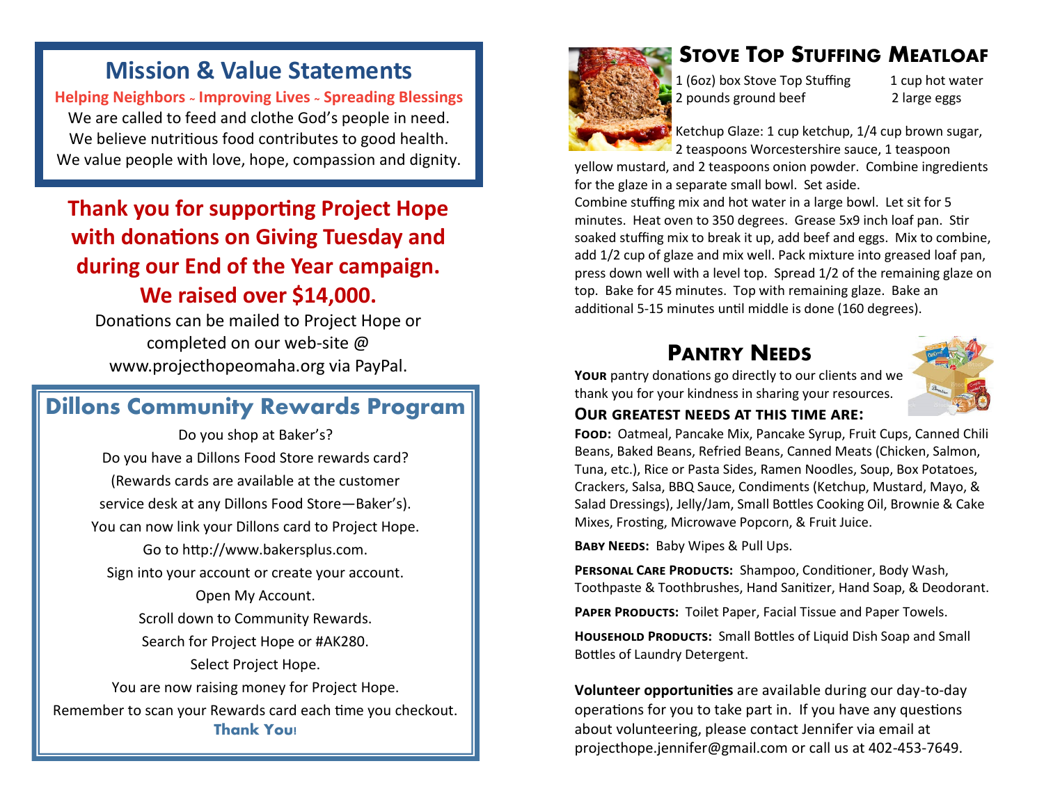## Mission & Value Statements

**Helping Neighbors ~ Improving Lives ~ Spreading Blessings**

We are called to feed and clothe God's people in need.
We believe nutritious food contributes to good health.
We value people with love, hope, compassion and dignity.

## Thank you for supporting Project Hope with donations on Giving Tuesday and during our End of the Year campaign. We raised over $14,000.

Donations can be mailed to Project Hope or completed on our web-site @ www.projecthopeomaha.org via PayPal.

## Dillons Community Rewards Program

Do you shop at Baker's?
Do you have a Dillons Food Store rewards card?
(Rewards cards are available at the customer service desk at any Dillons Food Store—Baker's).
You can now link your Dillons card to Project Hope.
Go to http://www.bakersplus.com.
Sign into your account or create your account.
Open My Account.
Scroll down to Community Rewards.
Search for Project Hope or #AK280.
Select Project Hope.
You are now raising money for Project Hope.
Remember to scan your Rewards card each time you checkout.

**Thank You!**

## Stove Top Stuffing Meatloaf

1 (6oz) box Stove Top Stuffing
1 cup hot water
2 pounds ground beef
2 large eggs

Ketchup Glaze: 1 cup ketchup, 1/4 cup brown sugar, 2 teaspoons Worcestershire sauce, 1 teaspoon yellow mustard, and 2 teaspoons onion powder. Combine ingredients for the glaze in a separate small bowl. Set aside.

Combine stuffing mix and hot water in a large bowl. Let sit for 5 minutes. Heat oven to 350 degrees. Grease 5x9 inch loaf pan. Stir soaked stuffing mix to break it up, add beef and eggs. Mix to combine, add 1/2 cup of glaze and mix well. Pack mixture into greased loaf pan, press down well with a level top. Spread 1/2 of the remaining glaze on top. Bake for 45 minutes. Top with remaining glaze. Bake an additional 5-15 minutes until middle is done (160 degrees).

## Pantry Needs

**Your** pantry donations go directly to our clients and we thank you for your kindness in sharing your resources.

### Our greatest needs at this time are:

**Food:** Oatmeal, Pancake Mix, Pancake Syrup, Fruit Cups, Canned Chili Beans, Baked Beans, Refried Beans, Canned Meats (Chicken, Salmon, Tuna, etc.), Rice or Pasta Sides, Ramen Noodles, Soup, Box Potatoes, Crackers, Salsa, BBQ Sauce, Condiments (Ketchup, Mustard, Mayo, & Salad Dressings), Jelly/Jam, Small Bottles Cooking Oil, Brownie & Cake Mixes, Frosting, Microwave Popcorn, & Fruit Juice.

**Baby Needs:** Baby Wipes & Pull Ups.

**Personal Care Products:** Shampoo, Conditioner, Body Wash, Toothpaste & Toothbrushes, Hand Sanitizer, Hand Soap, & Deodorant.

**Paper Products:** Toilet Paper, Facial Tissue and Paper Towels.

**Household Products:** Small Bottles of Liquid Dish Soap and Small Bottles of Laundry Detergent.

**Volunteer opportunities** are available during our day-to-day operations for you to take part in. If you have any questions about volunteering, please contact Jennifer via email at projecthope.jennifer@gmail.com or call us at 402-453-7649.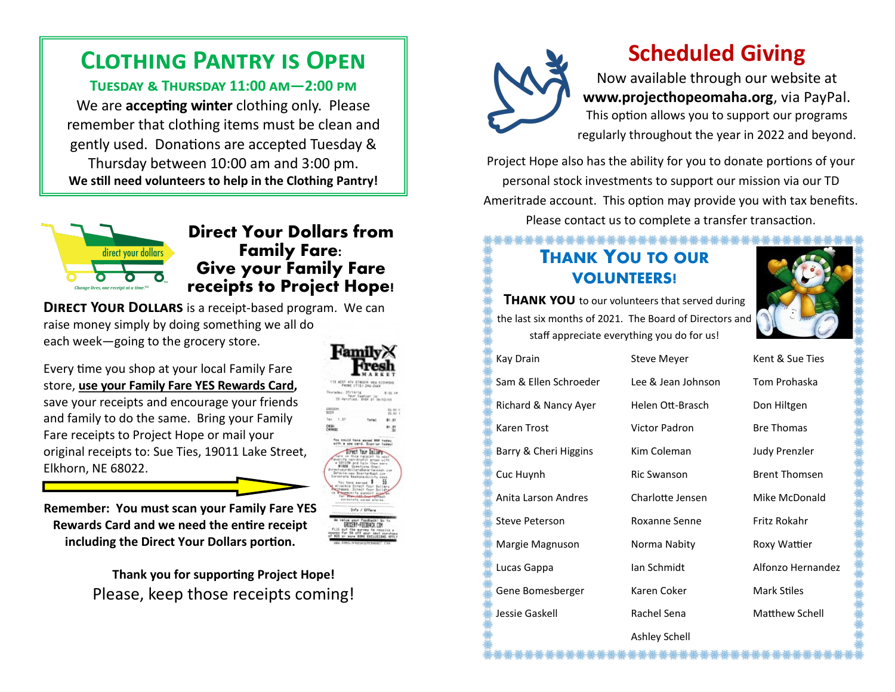## Clothing Pantry is Open

### Tuesday & Thursday 11:00 am—2:00 pm

We are **accepting winter** clothing only. Please remember that clothing items must be clean and gently used. Donations are accepted Tuesday & Thursday between 10:00 am and 3:00 pm.

**We still need volunteers to help in the Clothing Pantry!**

## Direct Your Dollars from Family Fare: Give your Family Fare receipts to Project Hope!

**Direct Your Dollars** is a receipt-based program. We can raise money simply by doing something we all do each week—going to the grocery store.

Every time you shop at your local Family Fare store, **use your Family Fare YES Rewards Card,** save your receipts and encourage your friends and family to do the same. Bring your Family Fare receipts to Project Hope or mail your original receipts to: Sue Ties, 19011 Lake Street, Elkhorn, NE 68022.

**Remember: You must scan your Family Fare YES Rewards Card and we need the entire receipt including the Direct Your Dollars portion.**

**Thank you for supporting Project Hope!**

Please, keep those receipts coming!

## Scheduled Giving

Now available through our website at **www.projecthopeomaha.org**, via PayPal. This option allows you to support our programs regularly throughout the year in 2022 and beyond.

Project Hope also has the ability for you to donate portions of your personal stock investments to support our mission via our TD Ameritrade account. This option may provide you with tax benefits. Please contact us to complete a transfer transaction.

## Thank You to our Volunteers!

**Thank you** to our volunteers that served during the last six months of 2021. The Board of Directors and staff appreciate everything you do for us!

| | | |
|---|---|---|
| Kay Drain | Steve Meyer | Kent & Sue Ties |
| Sam & Ellen Schroeder | Lee & Jean Johnson | Tom Prohaska |
| Richard & Nancy Ayer | Helen Ott-Brasch | Don Hiltgen |
| Karen Trost | Victor Padron | Bre Thomas |
| Barry & Cheri Higgins | Kim Coleman | Judy Prenzler |
| Cuc Huynh | Ric Swanson | Brent Thomsen |
| Anita Larson Andres | Charlotte Jensen | Mike McDonald |
| Steve Peterson | Roxanne Senne | Fritz Rokahr |
| Margie Magnuson | Norma Nabity | Roxy Wattier |
| Lucas Gappa | Ian Schmidt | Alfonzo Hernandez |
| Gene Bomesberger | Karen Coker | Mark Stiles |
| Jessie Gaskell | Rachel Sena | Matthew Schell |
| | Ashley Schell | |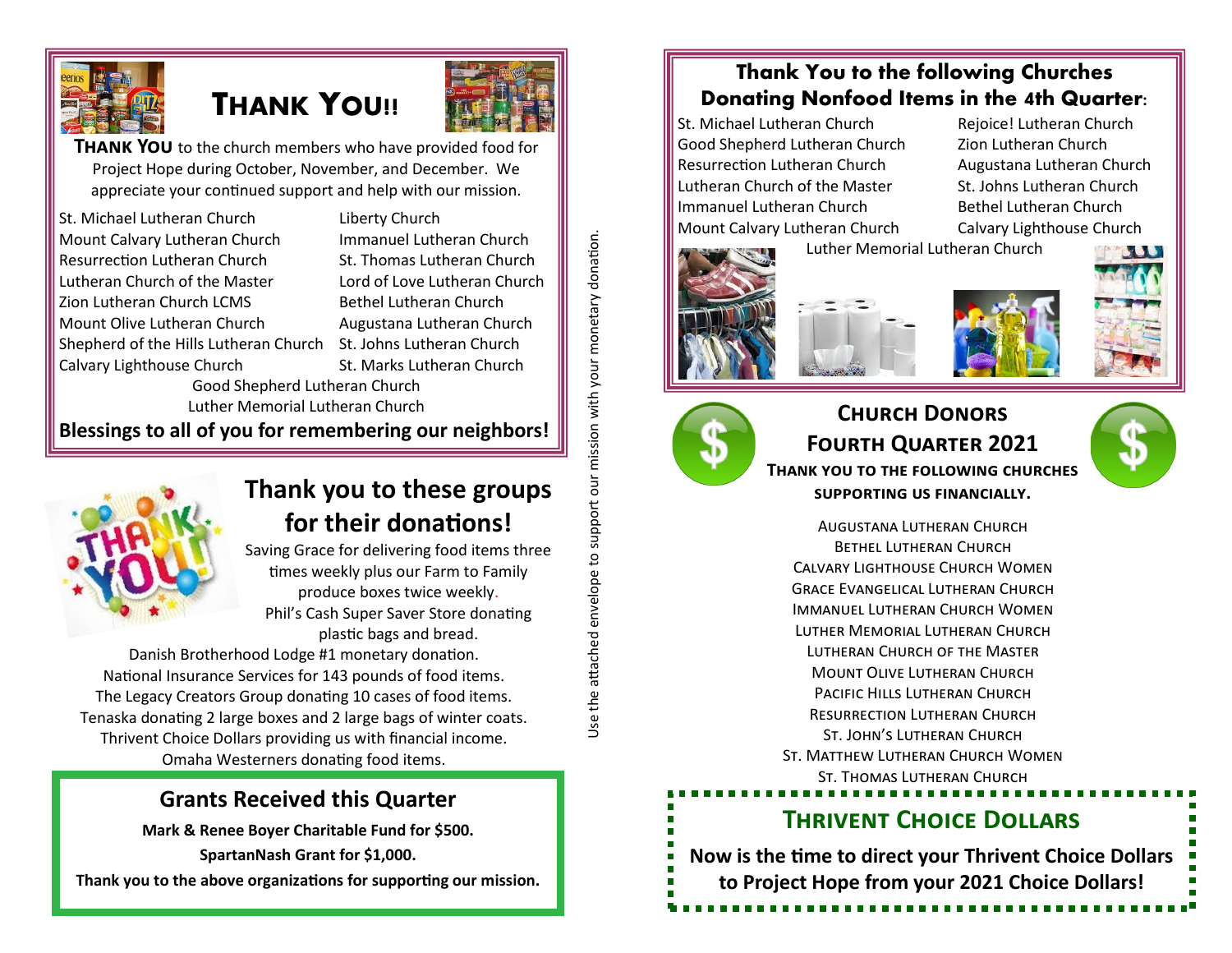# THANK YOU!!

**THANK YOU** to the church members who have provided food for Project Hope during October, November, and December. We appreciate your continued support and help with our mission.

St. Michael Lutheran Church
Mount Calvary Lutheran Church
Resurrection Lutheran Church
Lutheran Church of the Master
Zion Lutheran Church LCMS
Mount Olive Lutheran Church
Shepherd of the Hills Lutheran Church
Calvary Lighthouse Church
Liberty Church
Immanuel Lutheran Church
St. Thomas Lutheran Church
Lord of Love Lutheran Church
Bethel Lutheran Church
Augustana Lutheran Church
St. Johns Lutheran Church
St. Marks Lutheran Church
Good Shepherd Lutheran Church
Luther Memorial Lutheran Church

**Blessings to all of you for remembering our neighbors!**

## Thank you to these groups for their donations!

Saving Grace for delivering food items three times weekly plus our Farm to Family produce boxes twice weekly.

Phil's Cash Super Saver Store donating plastic bags and bread.

Danish Brotherhood Lodge #1 monetary donation.

National Insurance Services for 143 pounds of food items.

The Legacy Creators Group donating 10 cases of food items.

Tenaska donating 2 large boxes and 2 large bags of winter coats.

Thrivent Choice Dollars providing us with financial income.

Omaha Westerners donating food items.

## Grants Received this Quarter

**Mark & Renee Boyer Charitable Fund for $500.**

**SpartanNash Grant for $1,000.**

**Thank you to the above organizations for supporting our mission.**

Use the attached envelope to support our mission with your monetary donation.

## Thank You to the following Churches Donating Nonfood Items in the 4th Quarter:

St. Michael Lutheran Church
Good Shepherd Lutheran Church
Resurrection Lutheran Church
Lutheran Church of the Master
Immanuel Lutheran Church
Mount Calvary Lutheran Church
Rejoice! Lutheran Church
Zion Lutheran Church
Augustana Lutheran Church
St. Johns Lutheran Church
Bethel Lutheran Church
Calvary Lighthouse Church
Luther Memorial Lutheran Church

## CHURCH DONORS FOURTH QUARTER 2021

**THANK YOU TO THE FOLLOWING CHURCHES SUPPORTING US FINANCIALLY.**

AUGUSTANA LUTHERAN CHURCH
BETHEL LUTHERAN CHURCH
CALVARY LIGHTHOUSE CHURCH WOMEN
GRACE EVANGELICAL LUTHERAN CHURCH
IMMANUEL LUTHERAN CHURCH WOMEN
LUTHER MEMORIAL LUTHERAN CHURCH
LUTHERAN CHURCH OF THE MASTER
MOUNT OLIVE LUTHERAN CHURCH
PACIFIC HILLS LUTHERAN CHURCH
RESURRECTION LUTHERAN CHURCH
ST. JOHN'S LUTHERAN CHURCH
ST. MATTHEW LUTHERAN CHURCH WOMEN
ST. THOMAS LUTHERAN CHURCH

## THRIVENT CHOICE DOLLARS

**Now is the time to direct your Thrivent Choice Dollars to Project Hope from your 2021 Choice Dollars!**